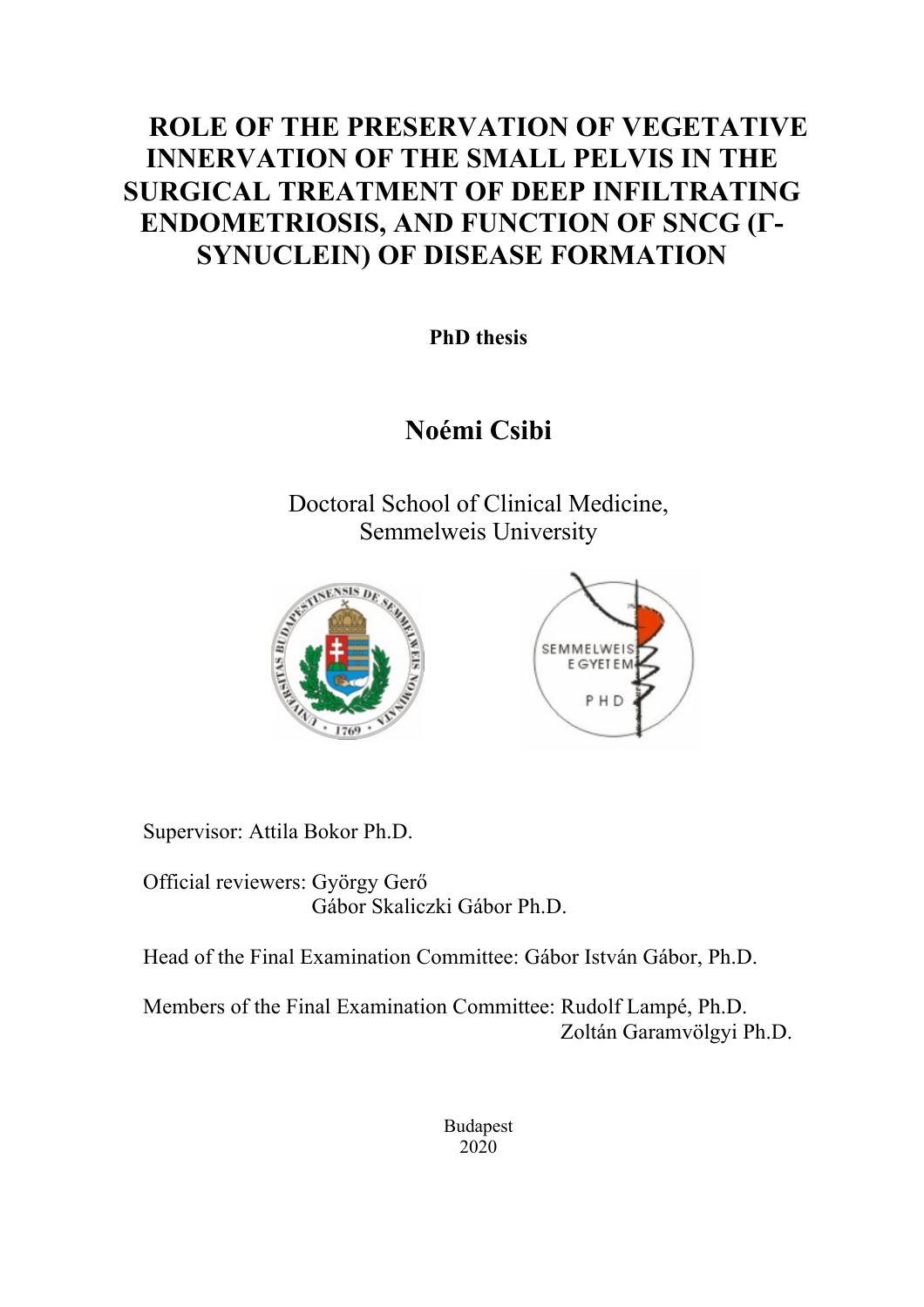# ROLE OF THE PRESERVATION OF VEGETATIVE INNERVATION OF THE SMALL PELVIS IN THE SURGICAL TREATMENT OF DEEP INFILTRATING ENDOMETRIOSIS, AND FUNCTION OF SNCG (Γ-SYNUCLEIN) OF DISEASE FORMATION

**PhD thesis**

## Noémi Csibi

Doctoral School of Clinical Medicine,
Semmelweis University

Supervisor: Attila Bokor Ph.D.

Official reviewers: György Gerő
Gábor Skaliczki Gábor Ph.D.

Head of the Final Examination Committee: Gábor István Gábor, Ph.D.

Members of the Final Examination Committee: Rudolf Lampé, Ph.D.
Zoltán Garamvölgyi Ph.D.

Budapest
2020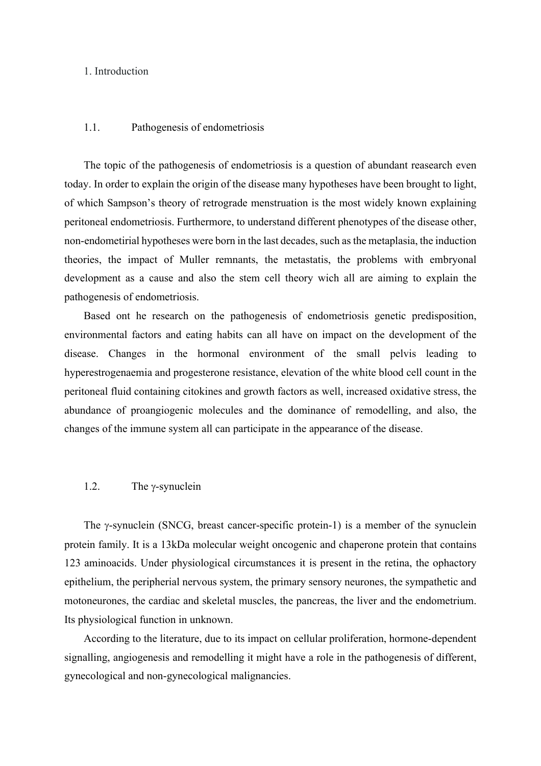# 1. Introduction

## 1.1. Pathogenesis of endometriosis

The topic of the pathogenesis of endometriosis is a question of abundant reasearch even today. In order to explain the origin of the disease many hypotheses have been brought to light, of which Sampson's theory of retrograde menstruation is the most widely known explaining peritoneal endometriosis. Furthermore, to understand different phenotypes of the disease other, non-endometirial hypotheses were born in the last decades, such as the metaplasia, the induction theories, the impact of Muller remnants, the metastatis, the problems with embryonal development as a cause and also the stem cell theory wich all are aiming to explain the pathogenesis of endometriosis.

Based ont he research on the pathogenesis of endometriosis genetic predisposition, environmental factors and eating habits can all have on impact on the development of the disease. Changes in the hormonal environment of the small pelvis leading to hyperestrogenaemia and progesterone resistance, elevation of the white blood cell count in the peritoneal fluid containing citokines and growth factors as well, increased oxidative stress, the abundance of proangiogenic molecules and the dominance of remodelling, and also, the changes of the immune system all can participate in the appearance of the disease.

## 1.2. The γ-synuclein

The γ-synuclein (SNCG, breast cancer-specific protein-1) is a member of the synuclein protein family. It is a 13kDa molecular weight oncogenic and chaperone protein that contains 123 aminoacids. Under physiological circumstances it is present in the retina, the ophactory epithelium, the peripherial nervous system, the primary sensory neurones, the sympathetic and motoneurones, the cardiac and skeletal muscles, the pancreas, the liver and the endometrium. Its physiological function in unknown.

According to the literature, due to its impact on cellular proliferation, hormone-dependent signalling, angiogenesis and remodelling it might have a role in the pathogenesis of different, gynecological and non-gynecological malignancies.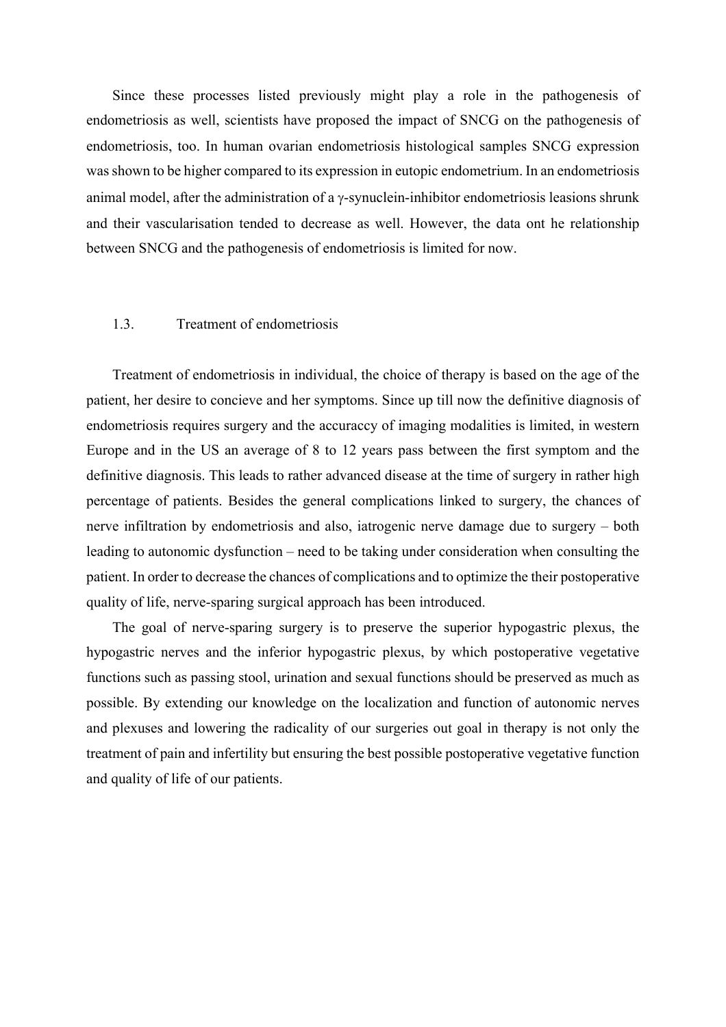Since these processes listed previously might play a role in the pathogenesis of endometriosis as well, scientists have proposed the impact of SNCG on the pathogenesis of endometriosis, too. In human ovarian endometriosis histological samples SNCG expression was shown to be higher compared to its expression in eutopic endometrium. In an endometriosis animal model, after the administration of a γ-synuclein-inhibitor endometriosis leasions shrunk and their vascularisation tended to decrease as well. However, the data ont he relationship between SNCG and the pathogenesis of endometriosis is limited for now.

### 1.3. Treatment of endometriosis

Treatment of endometriosis in individual, the choice of therapy is based on the age of the patient, her desire to concieve and her symptoms. Since up till now the definitive diagnosis of endometriosis requires surgery and the accuraccy of imaging modalities is limited, in western Europe and in the US an average of 8 to 12 years pass between the first symptom and the definitive diagnosis. This leads to rather advanced disease at the time of surgery in rather high percentage of patients. Besides the general complications linked to surgery, the chances of nerve infiltration by endometriosis and also, iatrogenic nerve damage due to surgery – both leading to autonomic dysfunction – need to be taking under consideration when consulting the patient. In order to decrease the chances of complications and to optimize the their postoperative quality of life, nerve-sparing surgical approach has been introduced.

The goal of nerve-sparing surgery is to preserve the superior hypogastric plexus, the hypogastric nerves and the inferior hypogastric plexus, by which postoperative vegetative functions such as passing stool, urination and sexual functions should be preserved as much as possible. By extending our knowledge on the localization and function of autonomic nerves and plexuses and lowering the radicality of our surgeries out goal in therapy is not only the treatment of pain and infertility but ensuring the best possible postoperative vegetative function and quality of life of our patients.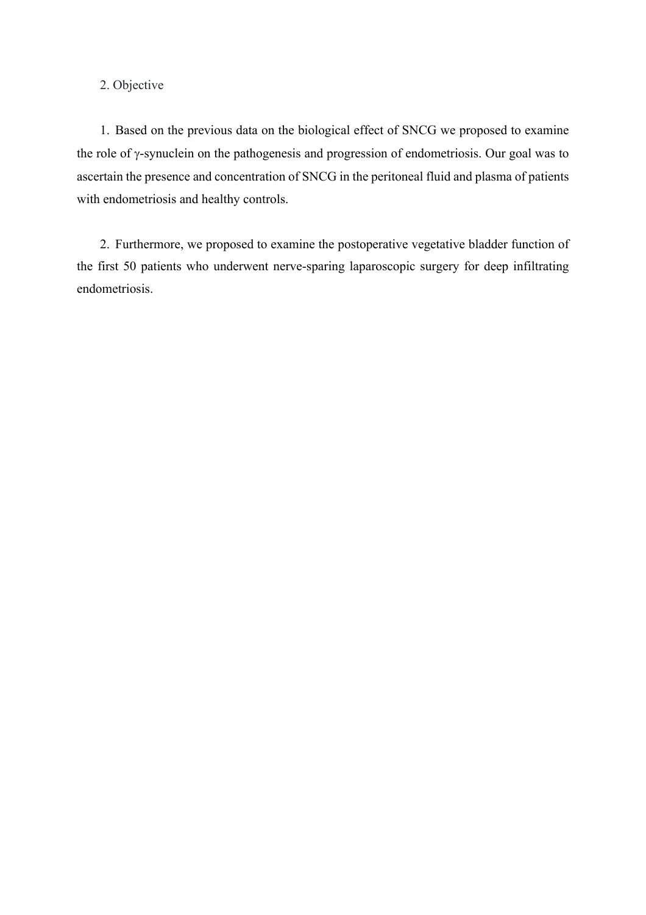## 2. Objective

1. Based on the previous data on the biological effect of SNCG we proposed to examine the role of γ-synuclein on the pathogenesis and progression of endometriosis. Our goal was to ascertain the presence and concentration of SNCG in the peritoneal fluid and plasma of patients with endometriosis and healthy controls.

2. Furthermore, we proposed to examine the postoperative vegetative bladder function of the first 50 patients who underwent nerve-sparing laparoscopic surgery for deep infiltrating endometriosis.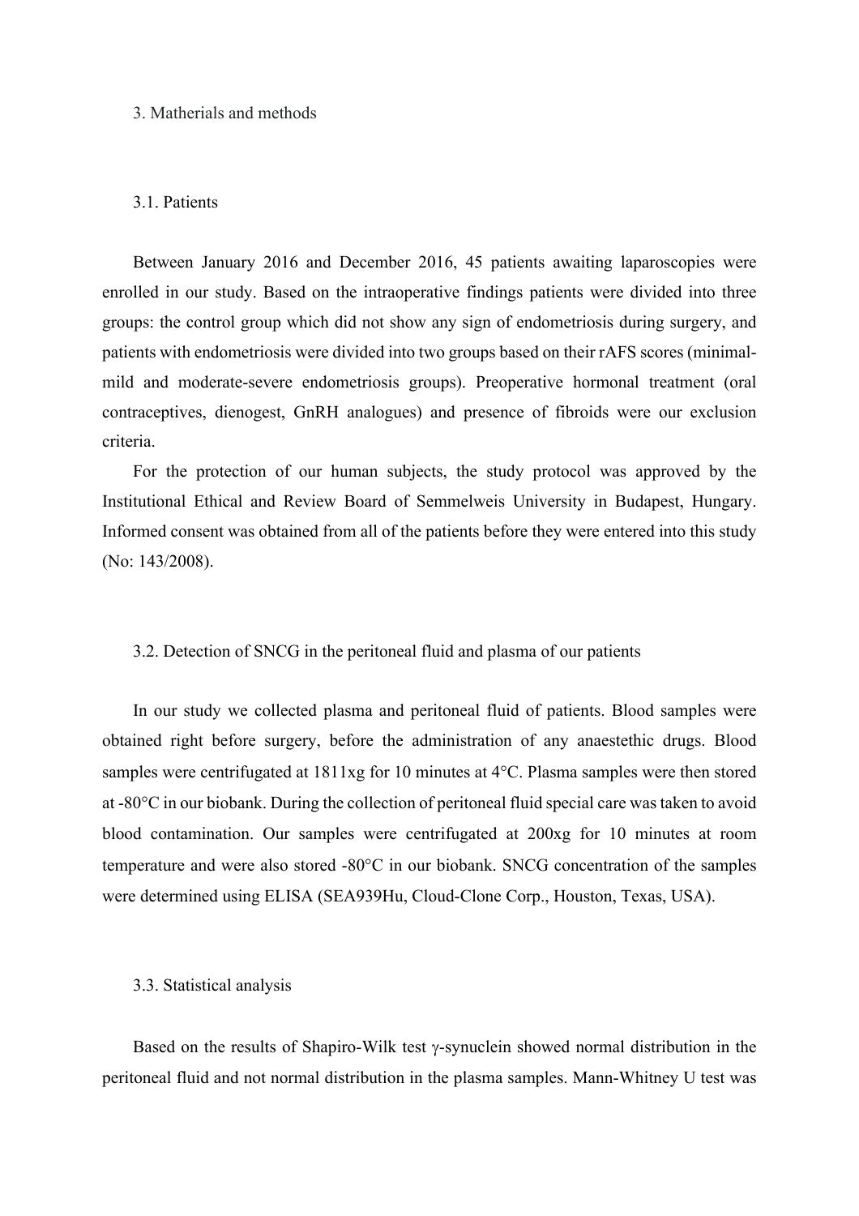## 3. Matherials and methods

### 3.1. Patients

Between January 2016 and December 2016, 45 patients awaiting laparoscopies were enrolled in our study. Based on the intraoperative findings patients were divided into three groups: the control group which did not show any sign of endometriosis during surgery, and patients with endometriosis were divided into two groups based on their rAFS scores (minimal-mild and moderate-severe endometriosis groups). Preoperative hormonal treatment (oral contraceptives, dienogest, GnRH analogues) and presence of fibroids were our exclusion criteria.

For the protection of our human subjects, the study protocol was approved by the Institutional Ethical and Review Board of Semmelweis University in Budapest, Hungary. Informed consent was obtained from all of the patients before they were entered into this study (No: 143/2008).

### 3.2. Detection of SNCG in the peritoneal fluid and plasma of our patients

In our study we collected plasma and peritoneal fluid of patients. Blood samples were obtained right before surgery, before the administration of any anaestethic drugs. Blood samples were centrifugated at 1811xg for 10 minutes at 4°C. Plasma samples were then stored at -80°C in our biobank. During the collection of peritoneal fluid special care was taken to avoid blood contamination. Our samples were centrifugated at 200xg for 10 minutes at room temperature and were also stored -80°C in our biobank. SNCG concentration of the samples were determined using ELISA (SEA939Hu, Cloud-Clone Corp., Houston, Texas, USA).

### 3.3. Statistical analysis

Based on the results of Shapiro-Wilk test γ-synuclein showed normal distribution in the peritoneal fluid and not normal distribution in the plasma samples. Mann-Whitney U test was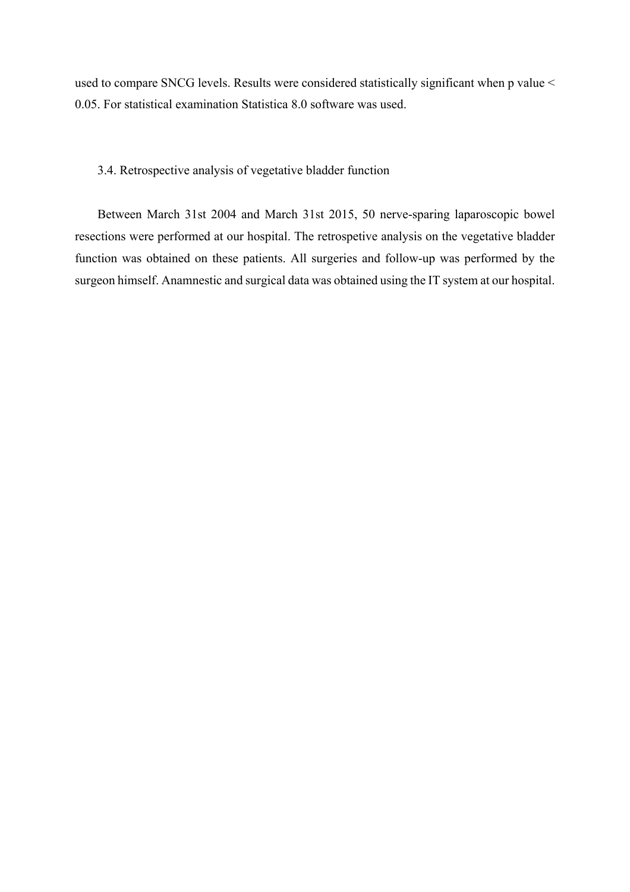used to compare SNCG levels. Results were considered statistically significant when p value < 0.05. For statistical examination Statistica 8.0 software was used.

### 3.4. Retrospective analysis of vegetative bladder function

Between March 31st 2004 and March 31st 2015, 50 nerve-sparing laparoscopic bowel resections were performed at our hospital. The retrospetive analysis on the vegetative bladder function was obtained on these patients. All surgeries and follow-up was performed by the surgeon himself. Anamnestic and surgical data was obtained using the IT system at our hospital.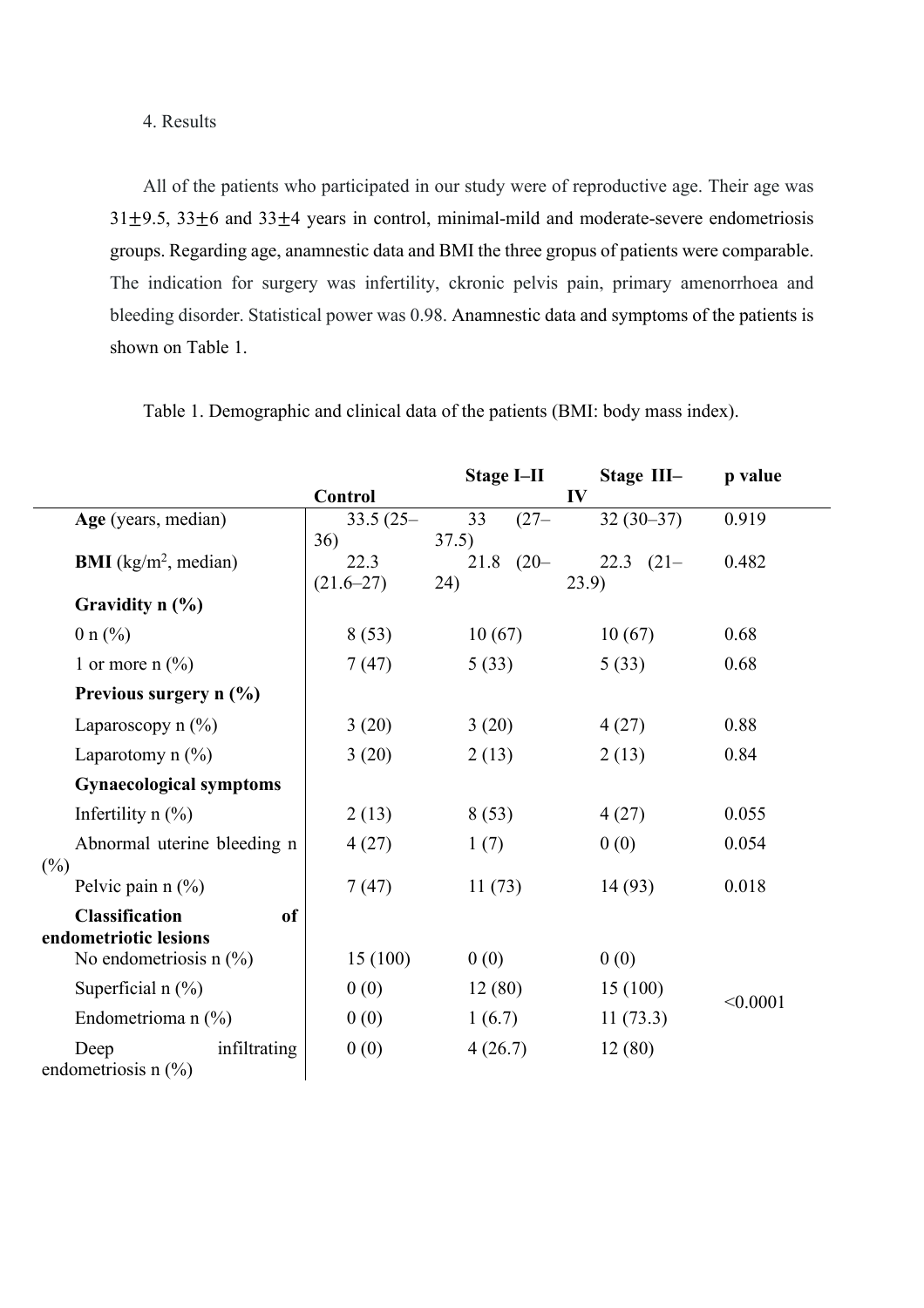4. Results

All of the patients who participated in our study were of reproductive age. Their age was 31±9.5, 33±6 and 33±4 years in control, minimal-mild and moderate-severe endometriosis groups. Regarding age, anamnestic data and BMI the three gropus of patients were comparable. The indication for surgery was infertility, ckronic pelvis pain, primary amenorrhoea and bleeding disorder. Statistical power was 0.98. Anamnestic data and symptoms of the patients is shown on Table 1.

Table 1. Demographic and clinical data of the patients (BMI: body mass index).

| | Control | Stage I–II | Stage III–IV | p value |
|---|---|---|---|---|
| **Age** (years, median) | 33.5 (25–36) | 33 (27–37.5) | 32 (30–37) | 0.919 |
| **BMI** ($kg/m^2$, median) | 22.3 (21.6–27) | 21.8 (20–24) | 22.3 (21–23.9) | 0.482 |
| **Gravidity n (%)** | | | | |
| 0 n (%) | 8 (53) | 10 (67) | 10 (67) | 0.68 |
| 1 or more n (%) | 7 (47) | 5 (33) | 5 (33) | 0.68 |
| **Previous surgery n (%)** | | | | |
| Laparoscopy n (%) | 3 (20) | 3 (20) | 4 (27) | 0.88 |
| Laparotomy n (%) | 3 (20) | 2 (13) | 2 (13) | 0.84 |
| **Gynaecological symptoms** | | | | |
| Infertility n (%) | 2 (13) | 8 (53) | 4 (27) | 0.055 |
| Abnormal uterine bleeding n (%) | 4 (27) | 1 (7) | 0 (0) | 0.054 |
| Pelvic pain n (%) | 7 (47) | 11 (73) | 14 (93) | 0.018 |
| **Classification of endometriotic lesions** | | | | |
| No endometriosis n (%) | 15 (100) | 0 (0) | 0 (0) | |
| Superficial n (%) | 0 (0) | 12 (80) | 15 (100) | <0.0001 |
| Endometrioma n (%) | 0 (0) | 1 (6.7) | 11 (73.3) | |
| Deep infiltrating endometriosis n (%) | 0 (0) | 4 (26.7) | 12 (80) | |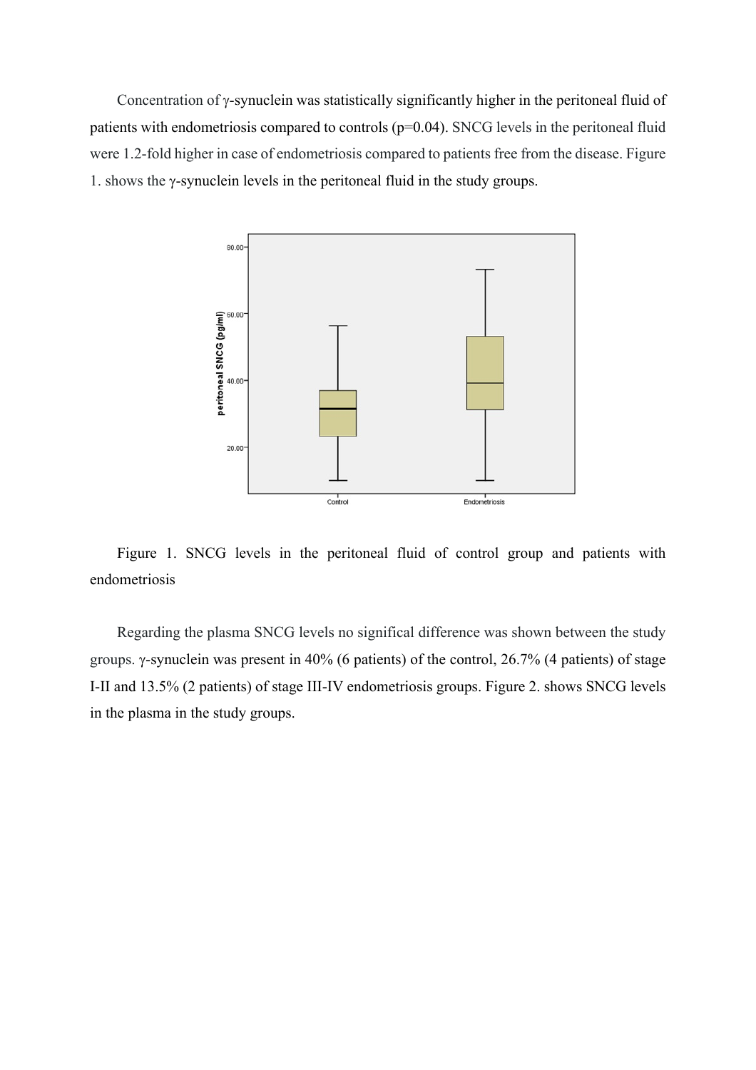Concentration of γ-synuclein was statistically significantly higher in the peritoneal fluid of patients with endometriosis compared to controls ($p=0.04$). SNCG levels in the peritoneal fluid were 1.2-fold higher in case of endometriosis compared to patients free from the disease. Figure 1. shows the γ-synuclein levels in the peritoneal fluid in the study groups.

Figure 1. SNCG levels in the peritoneal fluid of control group and patients with endometriosis

Regarding the plasma SNCG levels no significal difference was shown between the study groups. γ-synuclein was present in 40% (6 patients) of the control, 26.7% (4 patients) of stage I-II and 13.5% (2 patients) of stage III-IV endometriosis groups. Figure 2. shows SNCG levels in the plasma in the study groups.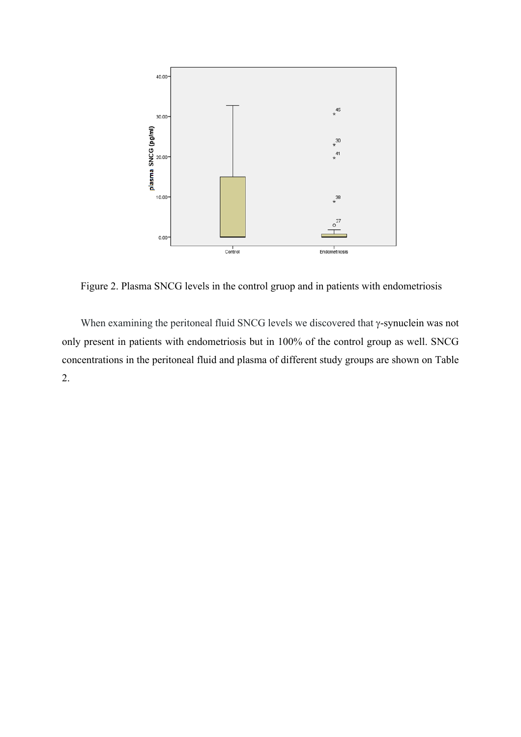Figure 2. Plasma SNCG levels in the control gruop and in patients with endometriosis

When examining the peritoneal fluid SNCG levels we discovered that γ-synuclein was not only present in patients with endometriosis but in 100% of the control group as well. SNCG concentrations in the peritoneal fluid and plasma of different study groups are shown on Table 2.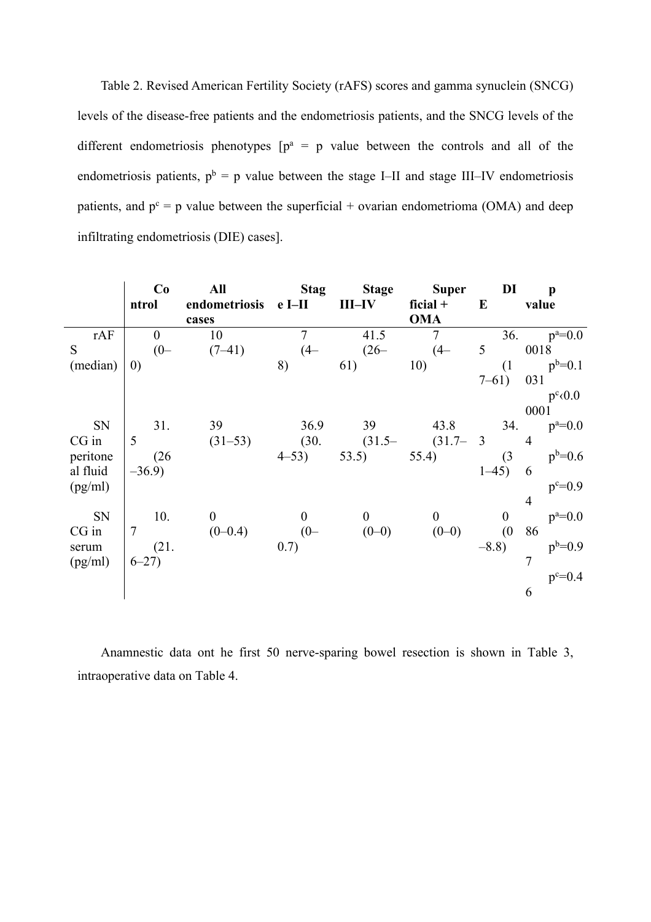Table 2. Revised American Fertility Society (rAFS) scores and gamma synuclein (SNCG) levels of the disease-free patients and the endometriosis patients, and the SNCG levels of the different endometriosis phenotypes [$p^a$ = p value between the controls and all of the endometriosis patients, $p^b$ = p value between the stage I–II and stage III–IV endometriosis patients, and $p^c$ = p value between the superficial + ovarian endometrioma (OMA) and deep infiltrating endometriosis (DIE) cases].

| | **Control** | **All endometriosis cases** | **Stage I–II** | **Stage III–IV** | **Superficial + OMA** | **DIE** | **p value** |
|---|---|---|---|---|---|---|---|
| rAFS (median) | 0 (0–0) | 10 (7–41) | 7 (4–8) | 41.5 (26–61) | 7 (4–10) | 36.5 (17–61) | $p^a$=0.0018 $p^b$=0.1031 $p^c$<0.0001 |
| SNCG in peritoneal fluid (pg/ml) | 31.5 (26–36.9) | 39 (31–53) | 36.9 (30.4–53) | 39 (31.5–53.5) | 43.8 (31.7–55.4) | 34.3 (31–45) | $p^a$=0.04 $p^b$=0.66 $p^c$=0.94 |
| SNCG in serum (pg/ml) | 10.7 (21.6–27) | 0 (0–0.4) | 0 (0–0.7) | 0 (0–0) | 0 (0–0) | 0 (0–8.8) | $p^a$=0.086 $p^b$=0.97 $p^c$=0.46 |

Anamnestic data ont he first 50 nerve-sparing bowel resection is shown in Table 3, intraoperative data on Table 4.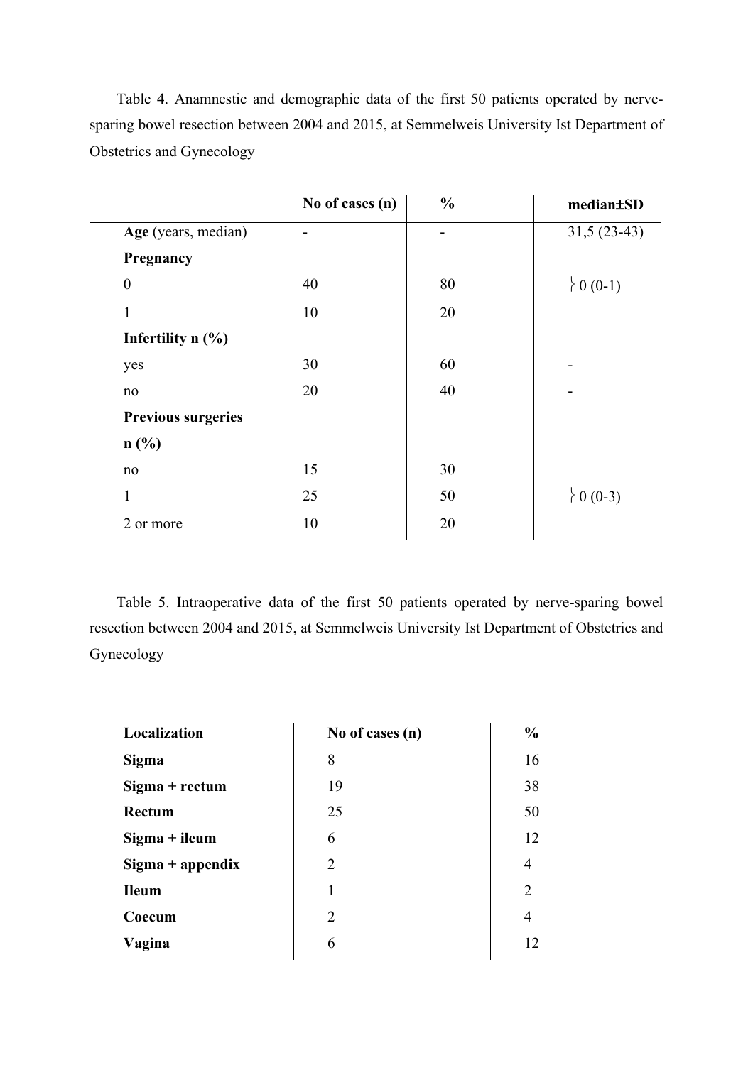Table 4. Anamnestic and demographic data of the first 50 patients operated by nerve-sparing bowel resection between 2004 and 2015, at Semmelweis University Ist Department of Obstetrics and Gynecology

| | No of cases (n) | % | median±SD |
|---|---|---|---|
| **Age** (years, median) | - | - | 31,5 (23-43) |
| **Pregnancy** | | | |
| 0 | 40 | 80 | } 0 (0-1) |
| 1 | 10 | 20 | |
| **Infertility n (%)** | | | |
| yes | 30 | 60 | - |
| no | 20 | 40 | - |
| **Previous surgeries n (%)** | | | |
| no | 15 | 30 | |
| 1 | 25 | 50 | } 0 (0-3) |
| 2 or more | 10 | 20 | |

Table 5. Intraoperative data of the first 50 patients operated by nerve-sparing bowel resection between 2004 and 2015, at Semmelweis University Ist Department of Obstetrics and Gynecology

| Localization | No of cases (n) | % |
|---|---|---|
| **Sigma** | 8 | 16 |
| **Sigma + rectum** | 19 | 38 |
| **Rectum** | 25 | 50 |
| **Sigma + ileum** | 6 | 12 |
| **Sigma + appendix** | 2 | 4 |
| **Ileum** | 1 | 2 |
| **Coecum** | 2 | 4 |
| **Vagina** | 6 | 12 |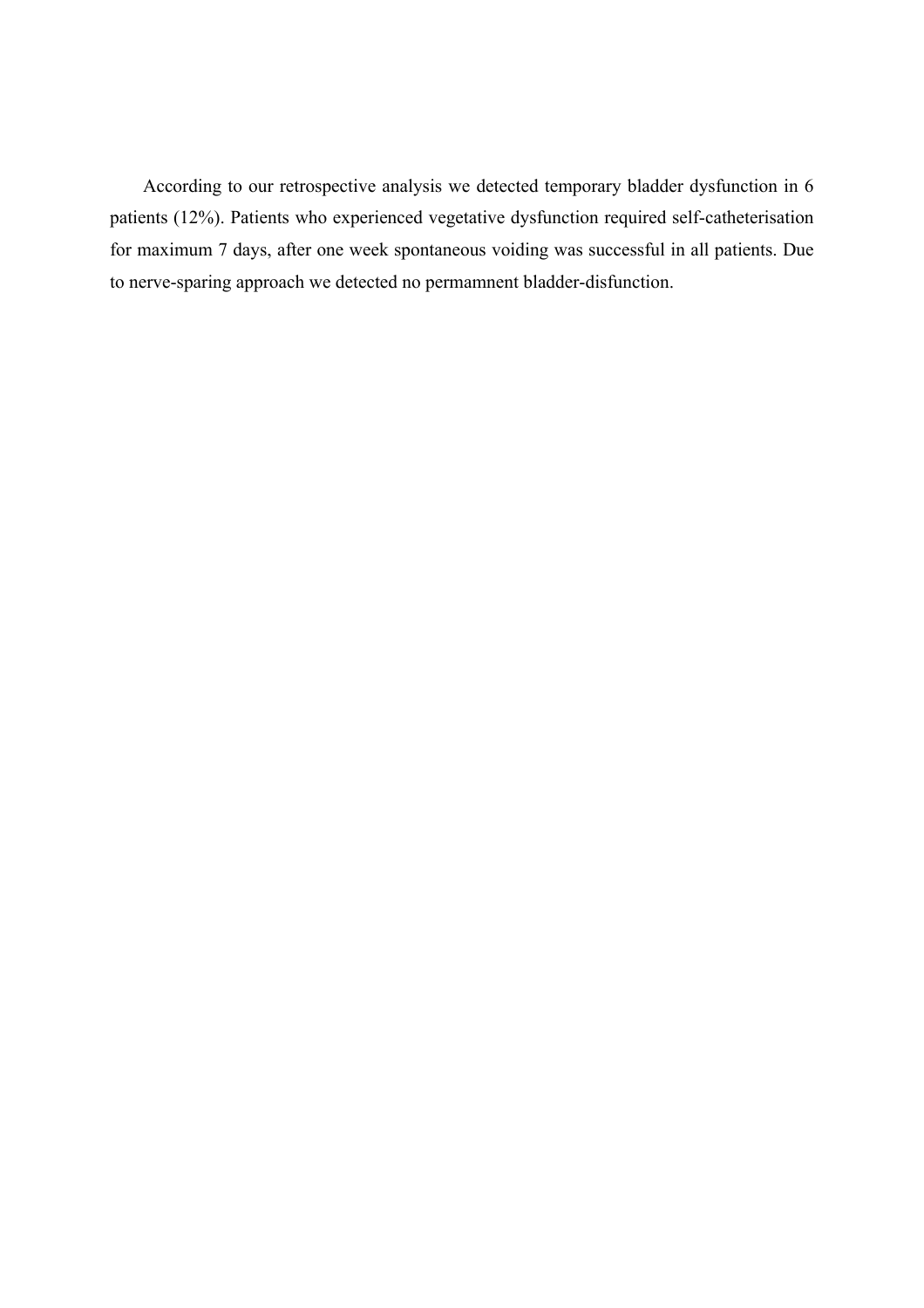According to our retrospective analysis we detected temporary bladder dysfunction in 6 patients (12%). Patients who experienced vegetative dysfunction required self-catheterisation for maximum 7 days, after one week spontaneous voiding was successful in all patients. Due to nerve-sparing approach we detected no permamnent bladder-disfunction.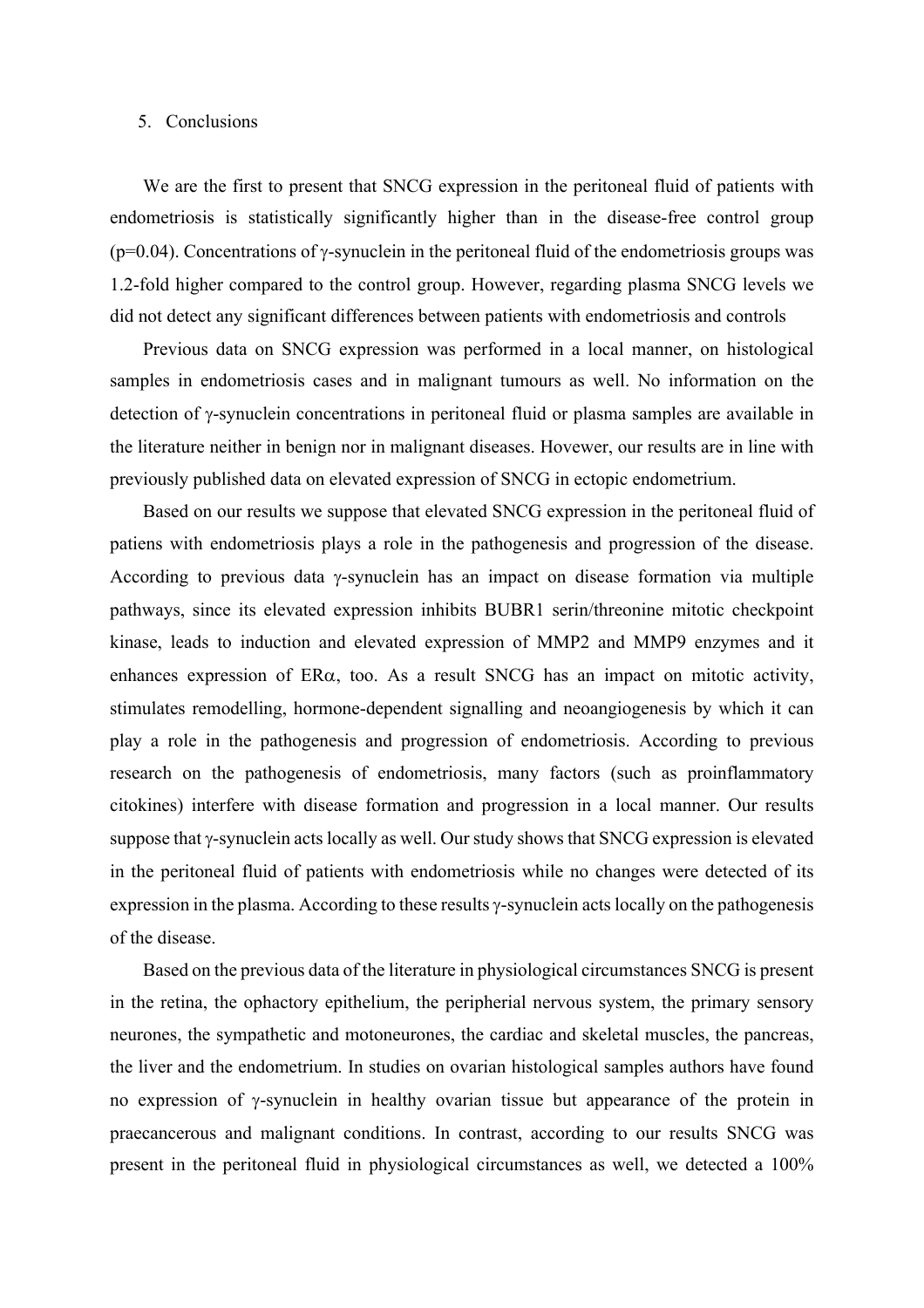## 5. Conclusions

We are the first to present that SNCG expression in the peritoneal fluid of patients with endometriosis is statistically significantly higher than in the disease-free control group ($p=0.04$). Concentrations of γ-synuclein in the peritoneal fluid of the endometriosis groups was 1.2-fold higher compared to the control group. However, regarding plasma SNCG levels we did not detect any significant differences between patients with endometriosis and controls

Previous data on SNCG expression was performed in a local manner, on histological samples in endometriosis cases and in malignant tumours as well. No information on the detection of γ-synuclein concentrations in peritoneal fluid or plasma samples are available in the literature neither in benign nor in malignant diseases. Hovewer, our results are in line with previously published data on elevated expression of SNCG in ectopic endometrium.

Based on our results we suppose that elevated SNCG expression in the peritoneal fluid of patiens with endometriosis plays a role in the pathogenesis and progression of the disease. According to previous data γ-synuclein has an impact on disease formation via multiple pathways, since its elevated expression inhibits BUBR1 serin/threonine mitotic checkpoint kinase, leads to induction and elevated expression of MMP2 and MMP9 enzymes and it enhances expression of ERα, too. As a result SNCG has an impact on mitotic activity, stimulates remodelling, hormone-dependent signalling and neoangiogenesis by which it can play a role in the pathogenesis and progression of endometriosis. According to previous research on the pathogenesis of endometriosis, many factors (such as proinflammatory citokines) interfere with disease formation and progression in a local manner. Our results suppose that γ-synuclein acts locally as well. Our study shows that SNCG expression is elevated in the peritoneal fluid of patients with endometriosis while no changes were detected of its expression in the plasma. According to these results γ-synuclein acts locally on the pathogenesis of the disease.

Based on the previous data of the literature in physiological circumstances SNCG is present in the retina, the ophactory epithelium, the peripherial nervous system, the primary sensory neurones, the sympathetic and motoneurones, the cardiac and skeletal muscles, the pancreas, the liver and the endometrium. In studies on ovarian histological samples authors have found no expression of γ-synuclein in healthy ovarian tissue but appearance of the protein in praecancerous and malignant conditions. In contrast, according to our results SNCG was present in the peritoneal fluid in physiological circumstances as well, we detected a 100%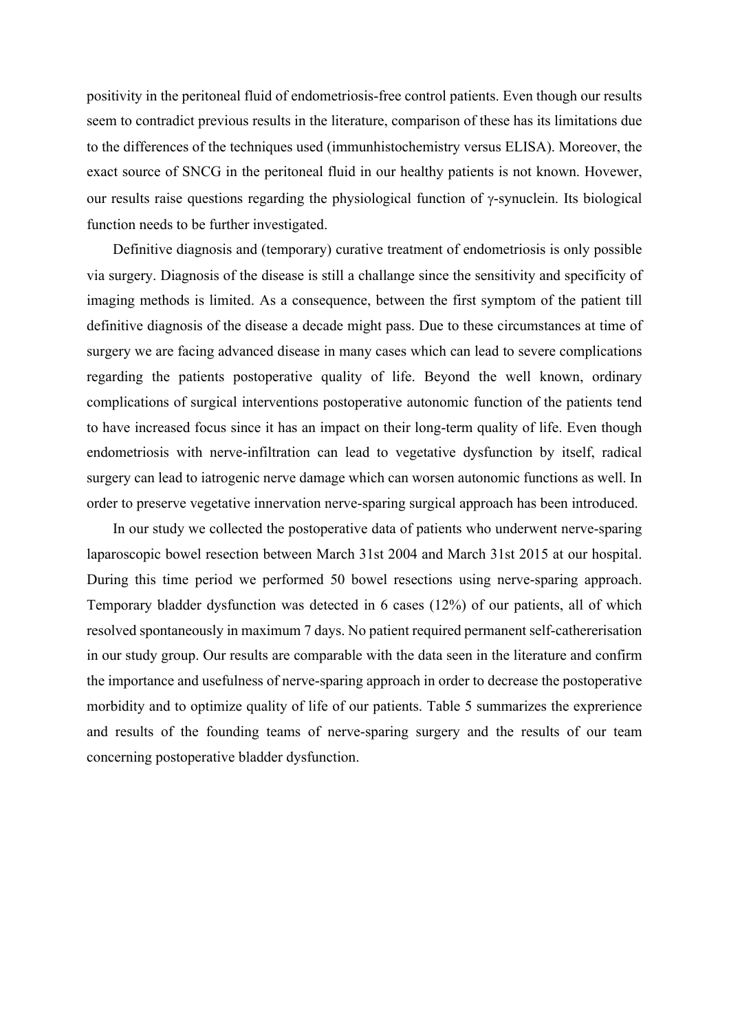positivity in the peritoneal fluid of endometriosis-free control patients. Even though our results seem to contradict previous results in the literature, comparison of these has its limitations due to the differences of the techniques used (immunhistochemistry versus ELISA). Moreover, the exact source of SNCG in the peritoneal fluid in our healthy patients is not known. Hovewer, our results raise questions regarding the physiological function of γ-synuclein. Its biological function needs to be further investigated.

Definitive diagnosis and (temporary) curative treatment of endometriosis is only possible via surgery. Diagnosis of the disease is still a challange since the sensitivity and specificity of imaging methods is limited. As a consequence, between the first symptom of the patient till definitive diagnosis of the disease a decade might pass. Due to these circumstances at time of surgery we are facing advanced disease in many cases which can lead to severe complications regarding the patients postoperative quality of life. Beyond the well known, ordinary complications of surgical interventions postoperative autonomic function of the patients tend to have increased focus since it has an impact on their long-term quality of life. Even though endometriosis with nerve-infiltration can lead to vegetative dysfunction by itself, radical surgery can lead to iatrogenic nerve damage which can worsen autonomic functions as well. In order to preserve vegetative innervation nerve-sparing surgical approach has been introduced.

In our study we collected the postoperative data of patients who underwent nerve-sparing laparoscopic bowel resection between March 31st 2004 and March 31st 2015 at our hospital. During this time period we performed 50 bowel resections using nerve-sparing approach. Temporary bladder dysfunction was detected in 6 cases (12%) of our patients, all of which resolved spontaneously in maximum 7 days. No patient required permanent self-cathererisation in our study group. Our results are comparable with the data seen in the literature and confirm the importance and usefulness of nerve-sparing approach in order to decrease the postoperative morbidity and to optimize quality of life of our patients. Table 5 summarizes the exprerience and results of the founding teams of nerve-sparing surgery and the results of our team concerning postoperative bladder dysfunction.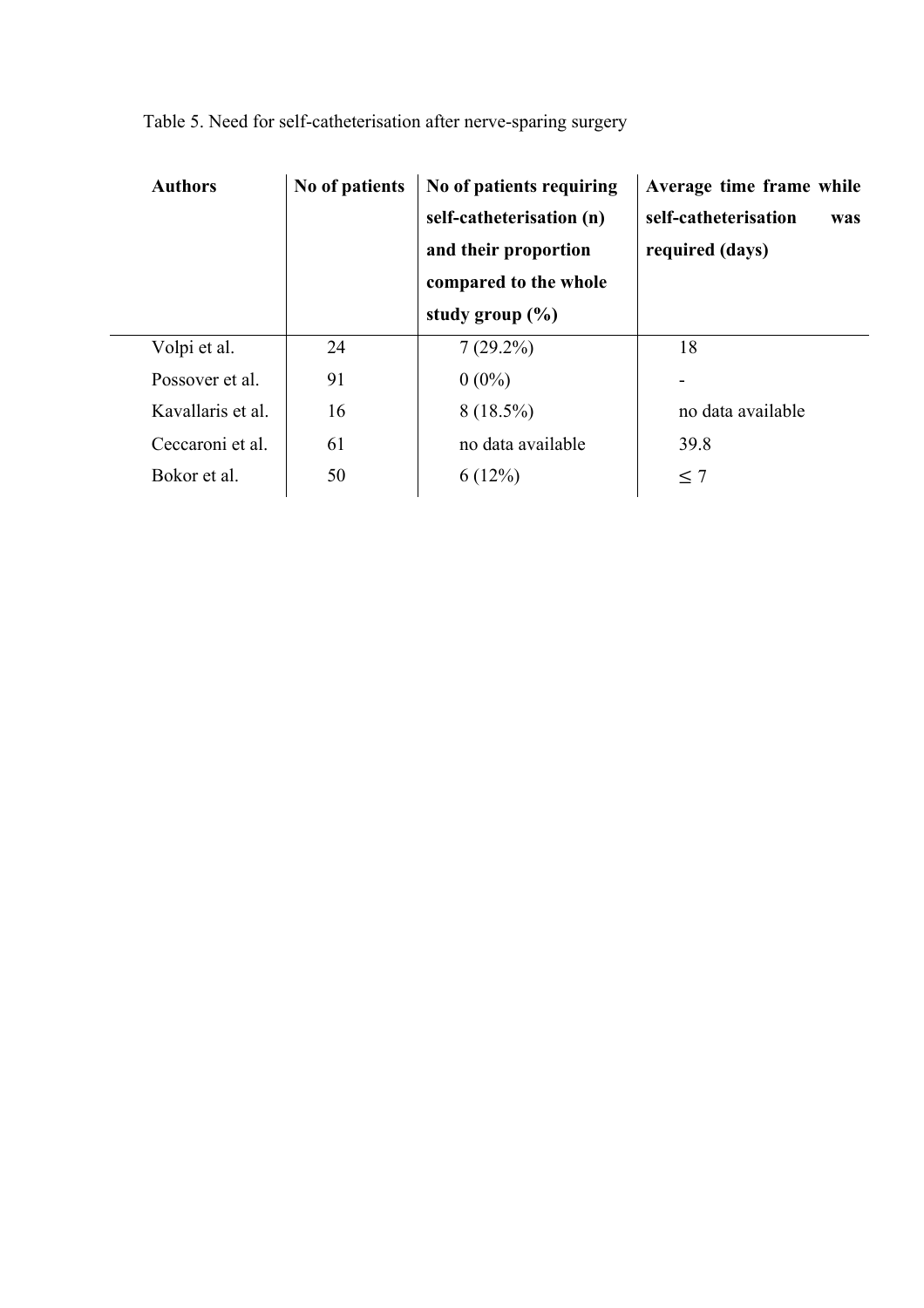Table 5. Need for self-catheterisation after nerve-sparing surgery

| Authors | No of patients | No of patients requiring self-catheterisation (n) and their proportion compared to the whole study group (%) | Average time frame while self-catheterisation was required (days) |
|---|---|---|---|
| Volpi et al. | 24 | 7 (29.2%) | 18 |
| Possover et al. | 91 | 0 (0%) | - |
| Kavallaris et al. | 16 | 8 (18.5%) | no data available |
| Ceccaroni et al. | 61 | no data available | 39.8 |
| Bokor et al. | 50 | 6 (12%) | ≤ 7 |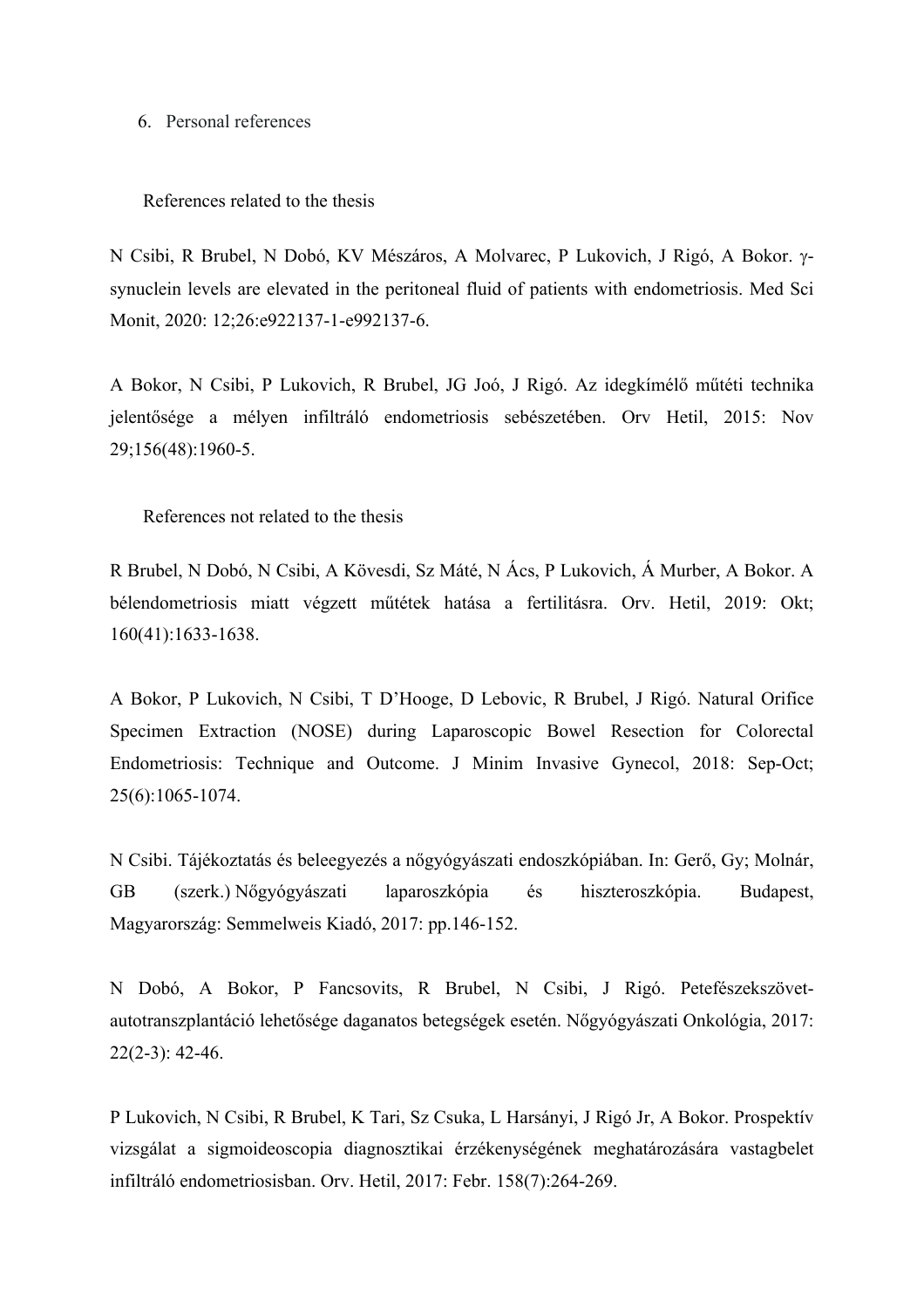6. Personal references

References related to the thesis

N Csibi, R Brubel, N Dobó, KV Mészáros, A Molvarec, P Lukovich, J Rigó, A Bokor. γ-synuclein levels are elevated in the peritoneal fluid of patients with endometriosis. Med Sci Monit, 2020: 12;26:e922137-1-e992137-6.

A Bokor, N Csibi, P Lukovich, R Brubel, JG Joó, J Rigó. Az idegkímélő műtéti technika jelentősége a mélyen infiltráló endometriosis sebészetében. Orv Hetil, 2015: Nov 29;156(48):1960-5.

References not related to the thesis

R Brubel, N Dobó, N Csibi, A Kövesdi, Sz Máté, N Ács, P Lukovich, Á Murber, A Bokor. A bélendometriosis miatt végzett műtétek hatása a fertilitásra. Orv. Hetil, 2019: Okt; 160(41):1633-1638.

A Bokor, P Lukovich, N Csibi, T D'Hooge, D Lebovic, R Brubel, J Rigó. Natural Orifice Specimen Extraction (NOSE) during Laparoscopic Bowel Resection for Colorectal Endometriosis: Technique and Outcome. J Minim Invasive Gynecol, 2018: Sep-Oct; 25(6):1065-1074.

N Csibi. Tájékoztatás és beleegyezés a nőgyógyászati endoszkópiában. In: Gerő, Gy; Molnár, GB (szerk.) Nőgyógyászati laparoszkópia és hiszteroszkópia. Budapest, Magyarország: Semmelweis Kiadó, 2017: pp.146-152.

N Dobó, A Bokor, P Fancsovits, R Brubel, N Csibi, J Rigó. Petefészekszövet-autotranszplantáció lehetősége daganatos betegségek esetén. Nőgyógyászati Onkológia, 2017: 22(2-3): 42-46.

P Lukovich, N Csibi, R Brubel, K Tari, Sz Csuka, L Harsányi, J Rigó Jr, A Bokor. Prospektív vizsgálat a sigmoideoscopia diagnosztikai érzékenységének meghatározására vastagbelet infiltráló endometriosisban. Orv. Hetil, 2017: Febr. 158(7):264-269.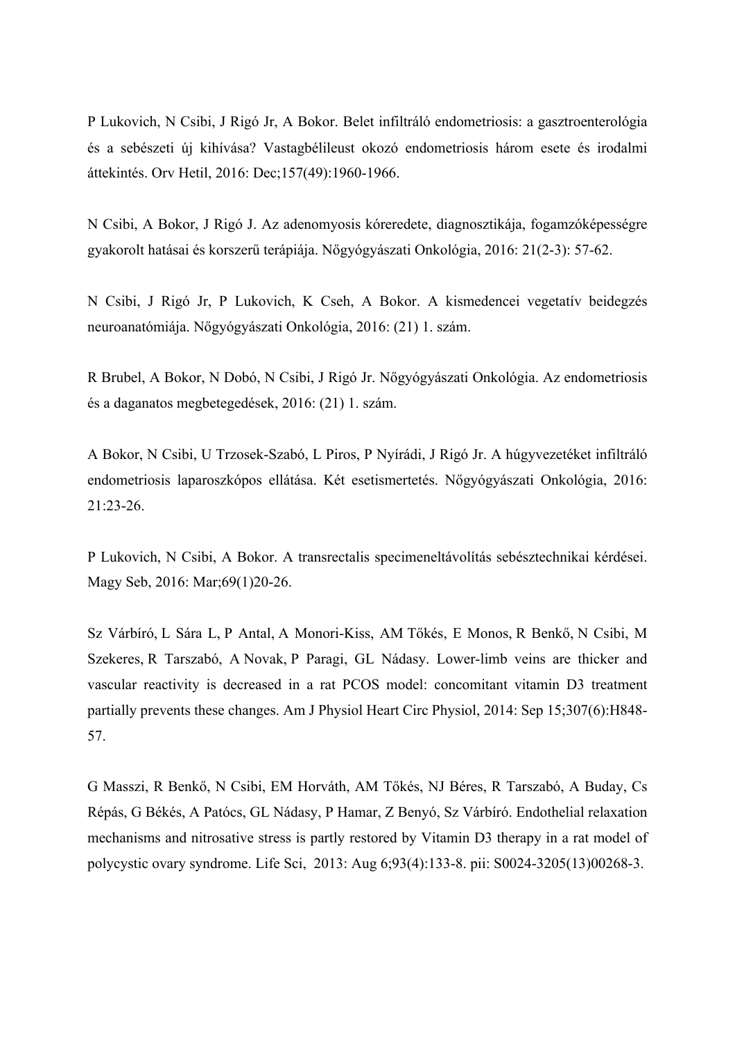P Lukovich, N Csibi, J Rigó Jr, A Bokor. Belet infiltráló endometriosis: a gasztroenterológia és a sebészeti új kihívása? Vastagbélileust okozó endometriosis három esete és irodalmi áttekintés. Orv Hetil, 2016: Dec;157(49):1960-1966.

N Csibi, A Bokor, J Rigó J. Az adenomyosis kóreredete, diagnosztikája, fogamzóképességre gyakorolt hatásai és korszerű terápiája. Nőgyógyászati Onkológia, 2016: 21(2-3): 57-62.

N Csibi, J Rigó Jr, P Lukovich, K Cseh, A Bokor. A kismedencei vegetatív beidegzés neuroanatómiája. Nőgyógyászati Onkológia, 2016: (21) 1. szám.

R Brubel, A Bokor, N Dobó, N Csibi, J Rigó Jr. Nőgyógyászati Onkológia. Az endometriosis és a daganatos megbetegedések, 2016: (21) 1. szám.

A Bokor, N Csibi, U Trzosek-Szabó, L Piros, P Nyírádi, J Rigó Jr. A húgyvezetéket infiltráló endometriosis laparoszkópos ellátása. Két esetismertetés. Nőgyógyászati Onkológia, 2016: 21:23-26.

P Lukovich, N Csibi, A Bokor. A transrectalis specimeneltávolítás sebésztechnikai kérdései. Magy Seb, 2016: Mar;69(1)20-26.

Sz Várbíró, L Sára L, P Antal, A Monori-Kiss, AM Tőkés, E Monos, R Benkő, N Csibi, M Szekeres, R Tarszabó, A Novak, P Paragi, GL Nádasy. Lower-limb veins are thicker and vascular reactivity is decreased in a rat PCOS model: concomitant vitamin D3 treatment partially prevents these changes. Am J Physiol Heart Circ Physiol, 2014: Sep 15;307(6):H848-57.

G Masszi, R Benkő, N Csibi, EM Horváth, AM Tőkés, NJ Béres, R Tarszabó, A Buday, Cs Répás, G Békés, A Patócs, GL Nádasy, P Hamar, Z Benyó, Sz Várbíró. Endothelial relaxation mechanisms and nitrosative stress is partly restored by Vitamin D3 therapy in a rat model of polycystic ovary syndrome. Life Sci, 2013: Aug 6;93(4):133-8. pii: S0024-3205(13)00268-3.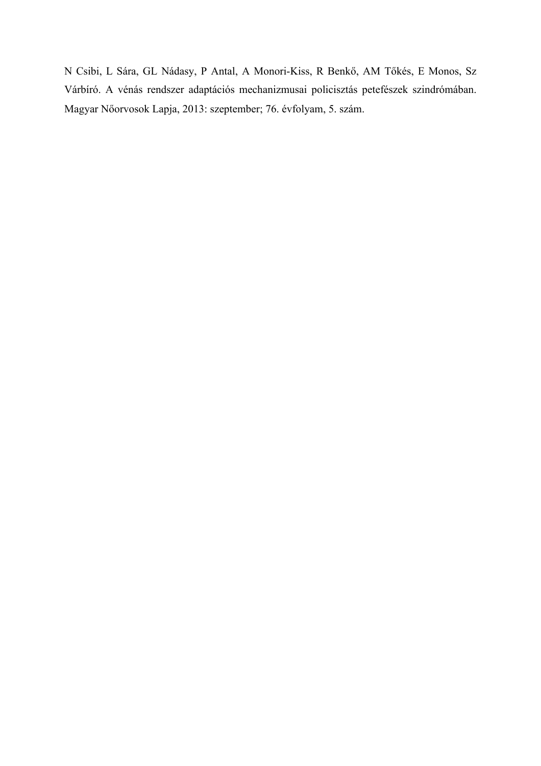N Csibi, L Sára, GL Nádasy, P Antal, A Monori-Kiss, R Benkő, AM Tőkés, E Monos, Sz Várbíró. A vénás rendszer adaptációs mechanizmusai policisztás petefészek szindrómában. Magyar Nőorvosok Lapja, 2013: szeptember; 76. évfolyam, 5. szám.